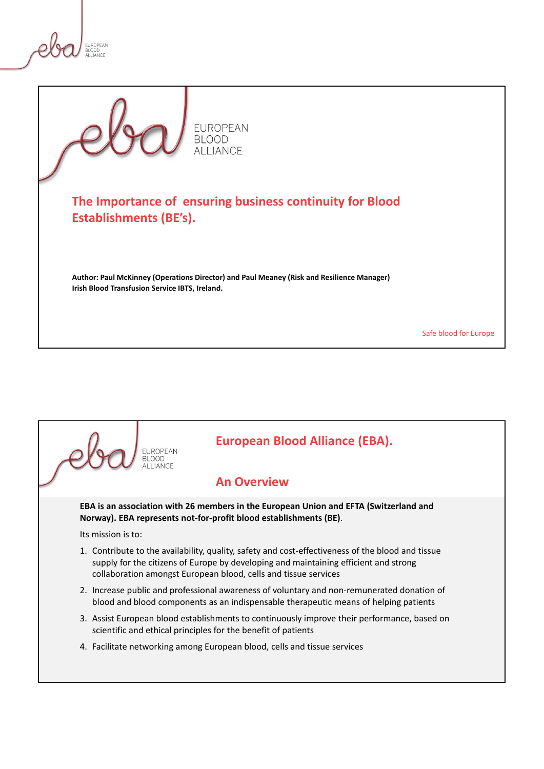# The Importance of ensuring business continuity for Blood Establishments (BE's).

**Author: Paul McKinney (Operations Director) and Paul Meaney (Risk and Resilience Manager)**
**Irish Blood Transfusion Service IBTS, Ireland.**

Safe blood for Europe

## European Blood Alliance (EBA).

## An Overview

**EBA is an association with 26 members in the European Union and EFTA (Switzerland and Norway). EBA represents not-for-profit blood establishments (BE)**.

Its mission is to:

1. Contribute to the availability, quality, safety and cost-effectiveness of the blood and tissue supply for the citizens of Europe by developing and maintaining efficient and strong collaboration amongst European blood, cells and tissue services
2. Increase public and professional awareness of voluntary and non-remunerated donation of blood and blood components as an indispensable therapeutic means of helping patients
3. Assist European blood establishments to continuously improve their performance, based on scientific and ethical principles for the benefit of patients
4. Facilitate networking among European blood, cells and tissue services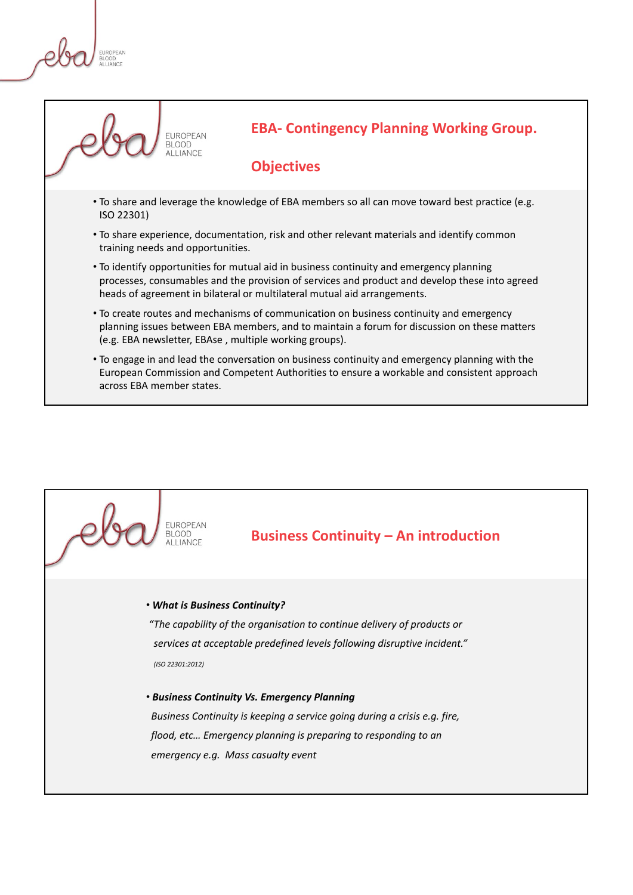## EBA- Contingency Planning Working Group.

## Objectives

- To share and leverage the knowledge of EBA members so all can move toward best practice (e.g. ISO 22301)
- To share experience, documentation, risk and other relevant materials and identify common training needs and opportunities.
- To identify opportunities for mutual aid in business continuity and emergency planning processes, consumables and the provision of services and product and develop these into agreed heads of agreement in bilateral or multilateral mutual aid arrangements.
- To create routes and mechanisms of communication on business continuity and emergency planning issues between EBA members, and to maintain a forum for discussion on these matters (e.g. EBA newsletter, EBAse , multiple working groups).
- To engage in and lead the conversation on business continuity and emergency planning with the European Commission and Competent Authorities to ensure a workable and consistent approach across EBA member states.

## Business Continuity – An introduction

- ***What is Business Continuity?***

  *"The capability of the organisation to continue delivery of products or services at acceptable predefined levels following disruptive incident."*

  *(ISO 22301:2012)*

- ***Business Continuity Vs. Emergency Planning***

  *Business Continuity is keeping a service going during a crisis e.g. fire, flood, etc… Emergency planning is preparing to responding to an emergency e.g. Mass casualty event*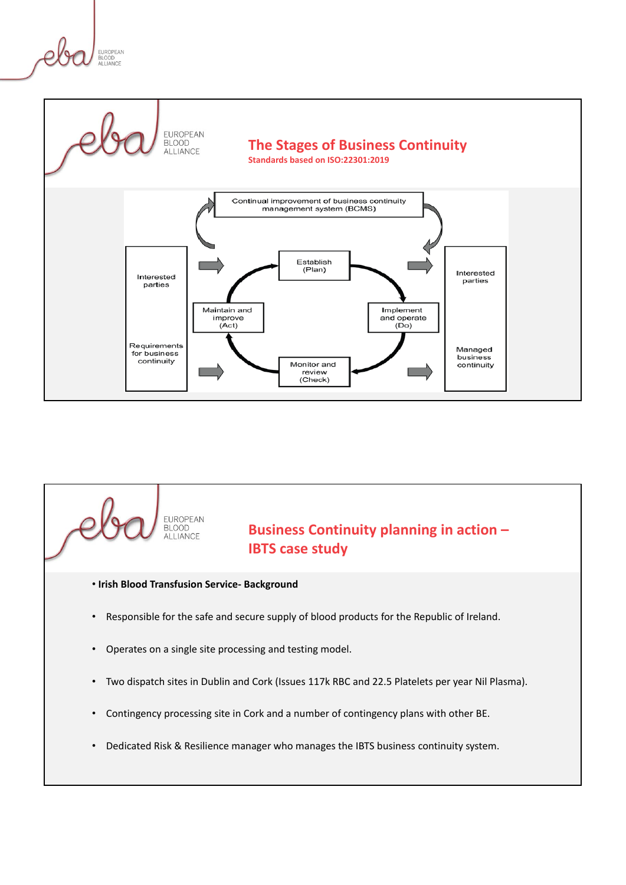## The Stages of Business Continuity

**Standards based on ISO:22301:2019**

Continual improvement of business continuity management system (BCMS)

Interested parties

Requirements for business continuity

Establish (Plan)

Implement and operate (Do)

Monitor and review (Check)

Maintain and improve (Act)

Interested parties

Managed business continuity

## Business Continuity planning in action – IBTS case study

- **Irish Blood Transfusion Service- Background**
- Responsible for the safe and secure supply of blood products for the Republic of Ireland.
- Operates on a single site processing and testing model.
- Two dispatch sites in Dublin and Cork (Issues 117k RBC and 22.5 Platelets per year Nil Plasma).
- Contingency processing site in Cork and a number of contingency plans with other BE.
- Dedicated Risk & Resilience manager who manages the IBTS business continuity system.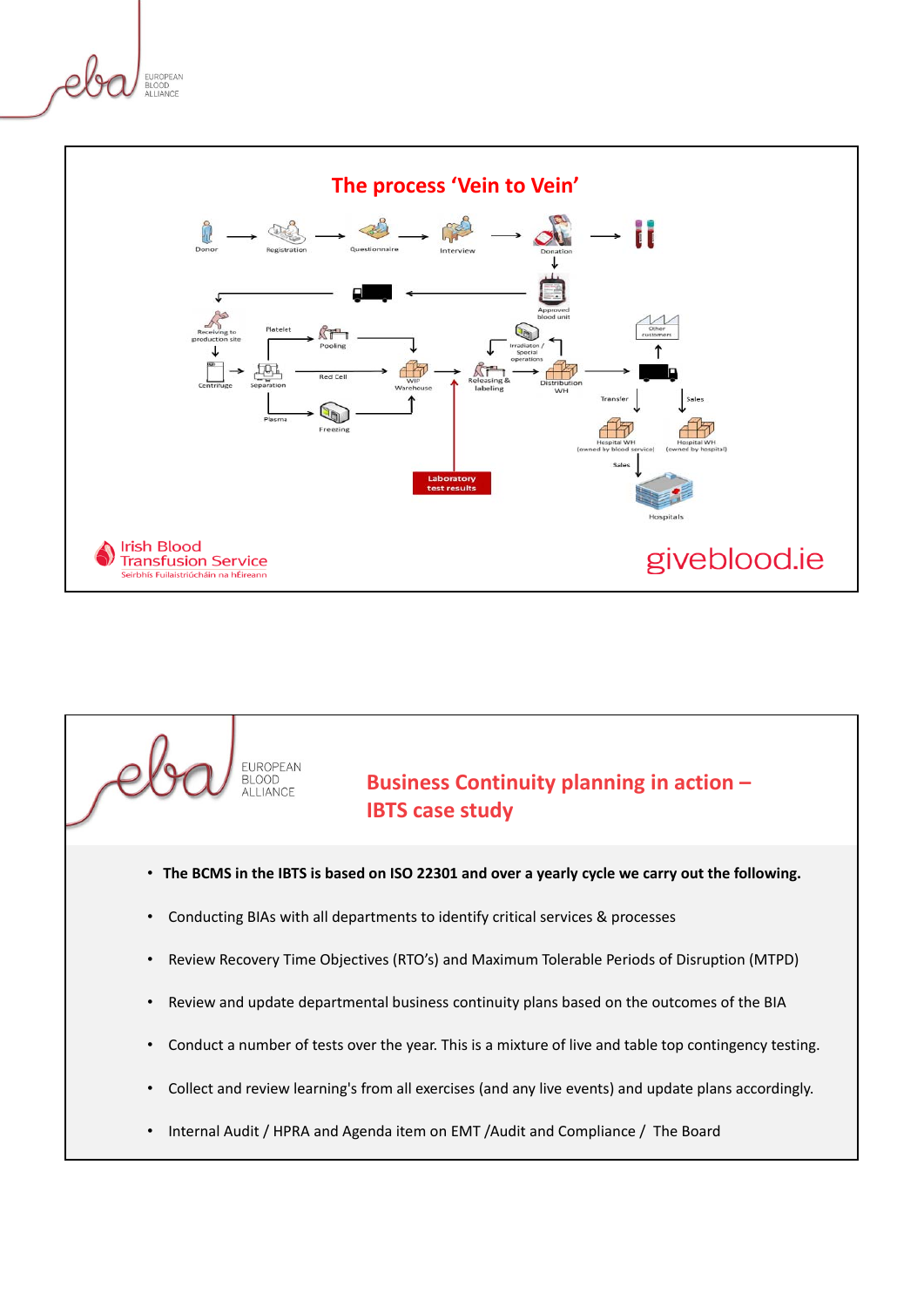## The process 'Vein to Vein'

Donor → Registration → Questionnaire → Interview → Donation

Approved blood unit

Receiving to production site → Centrifuge → Separation → Platelet → Pooling; Red Cell; Plasma → Freezing → WIP Warehouse → Releasing & labeling → Irradiation / Special operations → Distribution WH → Other customers; Transfer → Hospital WH (owned by blood service) → Sales → Hospitals; Sales → Hospital WH (owned by hospital)

Laboratory test results

Irish Blood Transfusion Service
Seirbhís Fuilaistriúcháin na hÉireann

giveblood.ie

## Business Continuity planning in action – IBTS case study

- **The BCMS in the IBTS is based on ISO 22301 and over a yearly cycle we carry out the following.**
- Conducting BIAs with all departments to identify critical services & processes
- Review Recovery Time Objectives (RTO's) and Maximum Tolerable Periods of Disruption (MTPD)
- Review and update departmental business continuity plans based on the outcomes of the BIA
- Conduct a number of tests over the year. This is a mixture of live and table top contingency testing.
- Collect and review learning's from all exercises (and any live events) and update plans accordingly.
- Internal Audit / HPRA and Agenda item on EMT /Audit and Compliance / The Board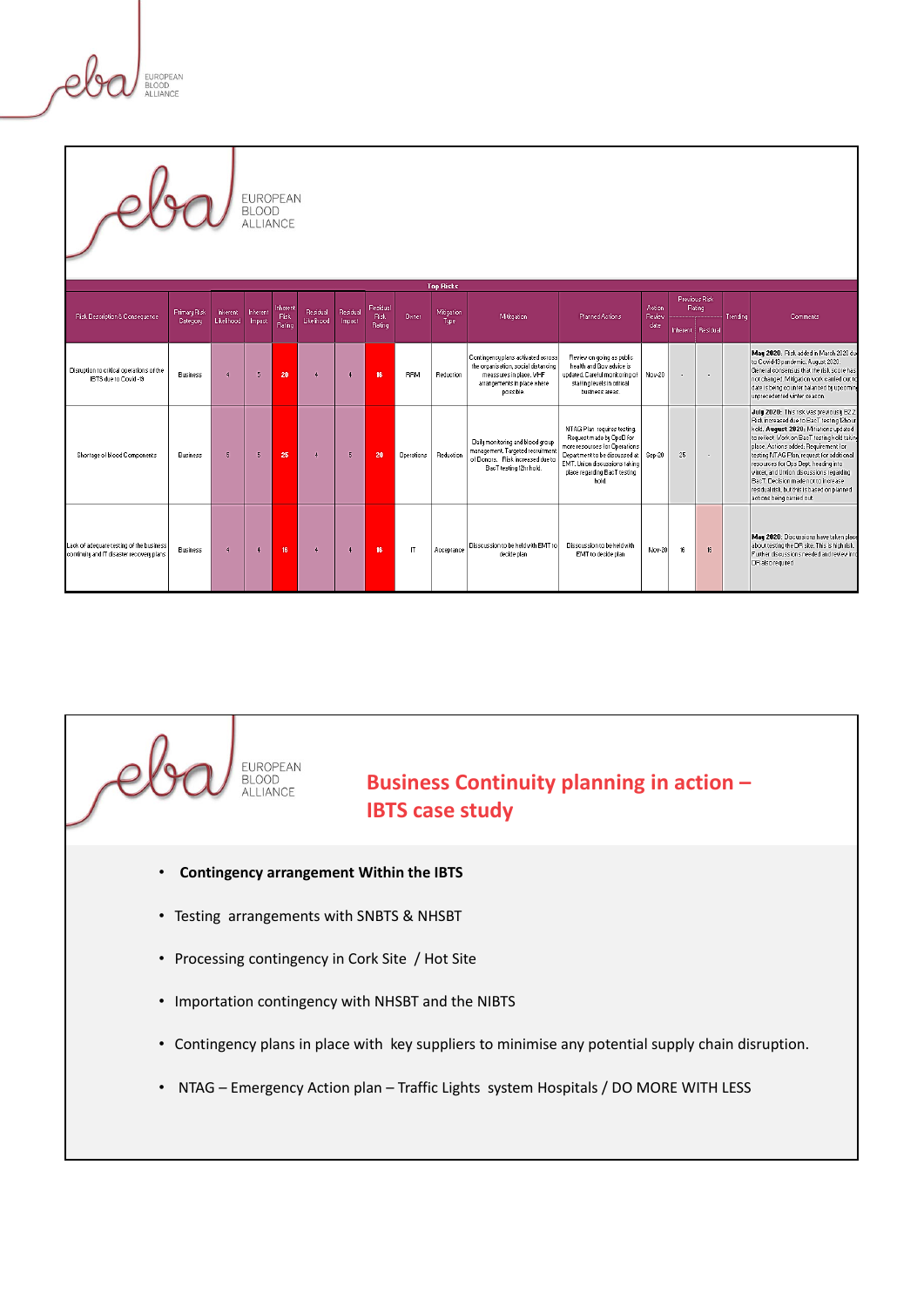**Top Risks**

| Risk Description & Consequence | Primary Risk Category | Inherent Likelihood | Inherent Impact | Inherent Risk Rating | Residual Likelihood | Residual Impact | Residual Risk Rating | Owner | Mitigation Type | Mitigation | Planned Actions | Action Review date | Previous Risk Rating | | Trending | Comments |
|---|---|---|---|---|---|---|---|---|---|---|---|---|---|---|---|---|
| | | | | | | | | | | | | | Inherent | Residual | | |
| Disruption to critical operations of the IBTS due to Covid-19 | Business | 4 | 5 | 20 | 4 | 4 | 16 | RRM | Reduction | Contingency plans activated across the organisation, social distancing measures in place. VHF arrangements in place where possible | Review on going as public health and Gov advice is updated. Careful monitoring of staffing levels in critical business areas | Nov-20 | - | - | | May 2020. Risk added in March 2020 due to Covid-19 pandemic. August 2020. General consensus that the risk score has not changed. Mitigation work carried out to date is being counter balanced by upcoming unprecedented winter season. |
| Shortage of blood Components | Business | 5 | 5 | 25 | 4 | 5 | 20 | Operations | Reduction | Daily monitoring and blood group management. Targeted recruitment of Donors. Risk increased due to BacT testing 12h hold. | NTAG Plan requires testing. Request made by OpsD for more resources for Operations Department to be discussed at EMT. Union discussions taking place regarding BacT testing hold | Sep-20 | 25 | - | | July 2020: This risk was previously 5X2. Risk increased due to BacT testing 12hour hold. August 2020: Mitigations updated to reflect. Work on BacT testing hold taking place. Actions added. Requirement for testing NTAG Plan, request for additional resources for Ops Dept. heading into winter, and Union discussions regarding BacT. Decision made not to increase residual risk, but this is based on planned actions being carried out. |
| Lack of adequate testing of the business continuity and IT disaster recovery plans | Business | 4 | 4 | 16 | 4 | 4 | 16 | IT | Acceptance | Discussion to be held with EMT to decide plan | Discussion to be held with EMT to decide plan | Nov-20 | 16 | 16 | | May 2020: Discussions have taken place about testing the DR site. This is high risk. Further discussions needed and review into DR also required |

## Business Continuity planning in action – IBTS case study

- **Contingency arrangement Within the IBTS**
- Testing arrangements with SNBTS & NHSBT
- Processing contingency in Cork Site / Hot Site
- Importation contingency with NHSBT and the NIBTS
- Contingency plans in place with key suppliers to minimise any potential supply chain disruption.
- NTAG – Emergency Action plan – Traffic Lights system Hospitals / DO MORE WITH LESS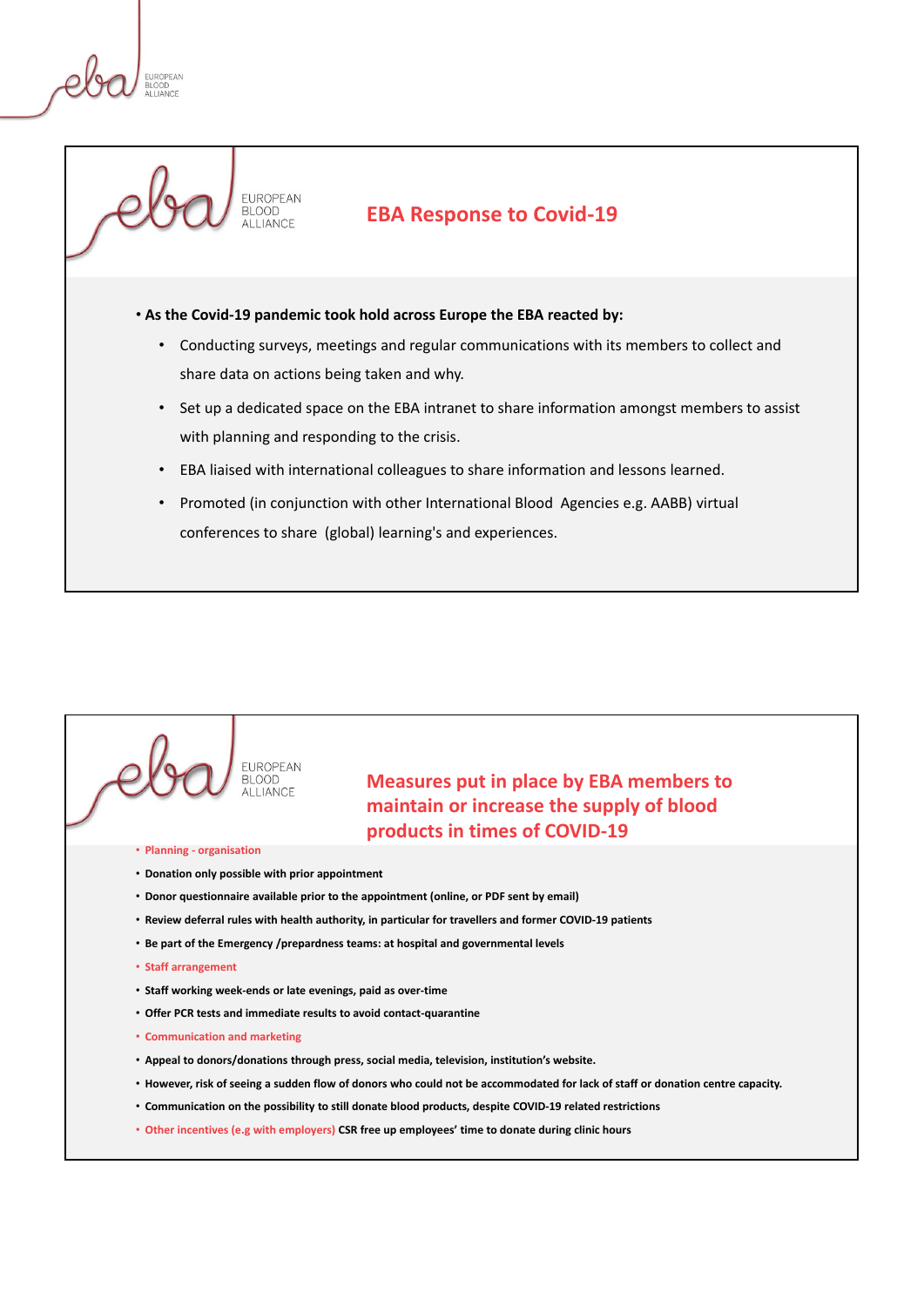## EBA Response to Covid-19

- **As the Covid-19 pandemic took hold across Europe the EBA reacted by:**
  - Conducting surveys, meetings and regular communications with its members to collect and share data on actions being taken and why.
  - Set up a dedicated space on the EBA intranet to share information amongst members to assist with planning and responding to the crisis.
  - EBA liaised with international colleagues to share information and lessons learned.
  - Promoted (in conjunction with other International Blood Agencies e.g. AABB) virtual conferences to share (global) learning's and experiences.

## Measures put in place by EBA members to maintain or increase the supply of blood products in times of COVID-19

- **Planning - organisation**
- **Donation only possible with prior appointment**
- **Donor questionnaire available prior to the appointment (online, or PDF sent by email)**
- **Review deferral rules with health authority, in particular for travellers and former COVID-19 patients**
- **Be part of the Emergency /prepardness teams: at hospital and governmental levels**
- **Staff arrangement**
- **Staff working week-ends or late evenings, paid as over-time**
- **Offer PCR tests and immediate results to avoid contact-quarantine**
- **Communication and marketing**
- **Appeal to donors/donations through press, social media, television, institution's website.**
- **However, risk of seeing a sudden flow of donors who could not be accommodated for lack of staff or donation centre capacity.**
- **Communication on the possibility to still donate blood products, despite COVID-19 related restrictions**
- **Other incentives (e.g with employers) CSR free up employees' time to donate during clinic hours**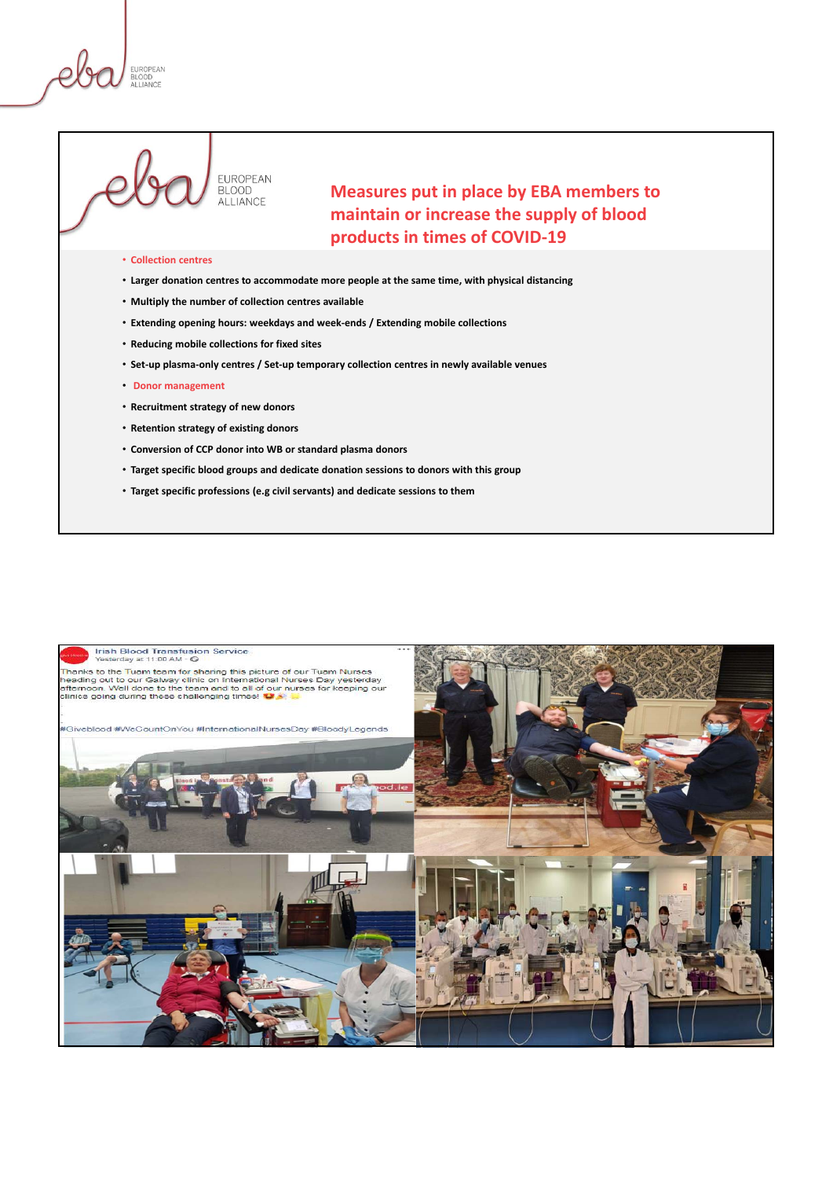## Measures put in place by EBA members to maintain or increase the supply of blood products in times of COVID-19

- **Collection centres**
- **Larger donation centres to accommodate more people at the same time, with physical distancing**
- **Multiply the number of collection centres available**
- **Extending opening hours: weekdays and week-ends / Extending mobile collections**
- **Reducing mobile collections for fixed sites**
- **Set-up plasma-only centres / Set-up temporary collection centres in newly available venues**
- **Donor management**
- **Recruitment strategy of new donors**
- **Retention strategy of existing donors**
- **Conversion of CCP donor into WB or standard plasma donors**
- **Target specific blood groups and dedicate donation sessions to donors with this group**
- **Target specific professions (e.g civil servants) and dedicate sessions to them**

Irish Blood Transfusion Service
Yesterday at 11:00 AM

Thanks to the Tuam team for sharing this picture of our Tuam Nurses heading out to our Galway clinic on International Nurses Day yesterday afternoon. Well done to the team and to all of our nurses for keeping our clinics going during these challenging times!

#Giveblood #WeCountOnYou #InternationalNursesDay #BloodyLegends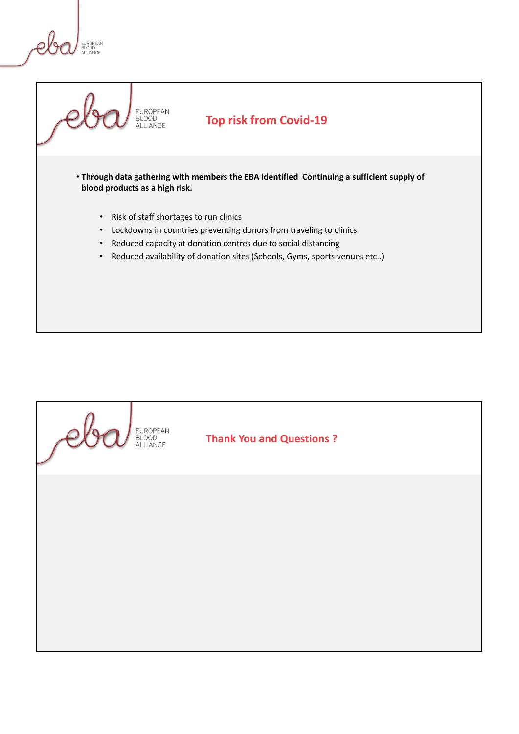## Top risk from Covid-19

- **Through data gathering with members the EBA identified Continuing a sufficient supply of blood products as a high risk.**
  - Risk of staff shortages to run clinics
  - Lockdowns in countries preventing donors from traveling to clinics
  - Reduced capacity at donation centres due to social distancing
  - Reduced availability of donation sites (Schools, Gyms, sports venues etc..)

## Thank You and Questions ?